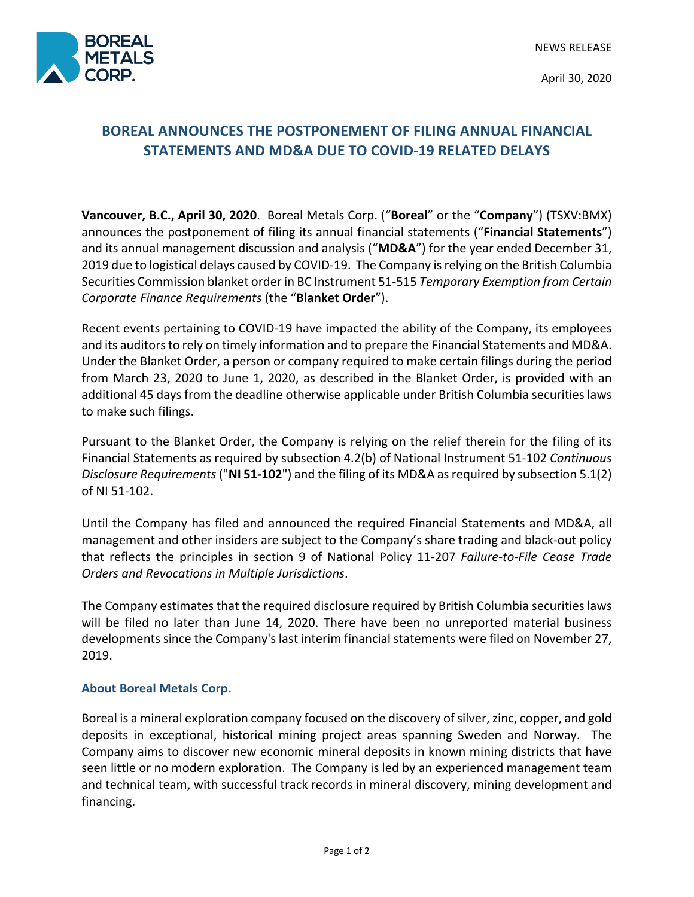NEWS RELEASE

April 30, 2020

# BOREAL ANNOUNCES THE POSTPONEMENT OF FILING ANNUAL FINANCIAL STATEMENTS AND MD&A DUE TO COVID-19 RELATED DELAYS

**Vancouver, B.C., April 30, 2020**. Boreal Metals Corp. ("**Boreal**" or the "**Company**") (TSXV:BMX) announces the postponement of filing its annual financial statements ("**Financial Statements**") and its annual management discussion and analysis ("**MD&A**") for the year ended December 31, 2019 due to logistical delays caused by COVID-19. The Company is relying on the British Columbia Securities Commission blanket order in BC Instrument 51-515 *Temporary Exemption from Certain Corporate Finance Requirements* (the "**Blanket Order**").

Recent events pertaining to COVID-19 have impacted the ability of the Company, its employees and its auditors to rely on timely information and to prepare the Financial Statements and MD&A. Under the Blanket Order, a person or company required to make certain filings during the period from March 23, 2020 to June 1, 2020, as described in the Blanket Order, is provided with an additional 45 days from the deadline otherwise applicable under British Columbia securities laws to make such filings.

Pursuant to the Blanket Order, the Company is relying on the relief therein for the filing of its Financial Statements as required by subsection 4.2(b) of National Instrument 51-102 *Continuous Disclosure Requirements* ("**NI 51-102**") and the filing of its MD&A as required by subsection 5.1(2) of NI 51-102.

Until the Company has filed and announced the required Financial Statements and MD&A, all management and other insiders are subject to the Company's share trading and black-out policy that reflects the principles in section 9 of National Policy 11-207 *Failure-to-File Cease Trade Orders and Revocations in Multiple Jurisdictions*.

The Company estimates that the required disclosure required by British Columbia securities laws will be filed no later than June 14, 2020. There have been no unreported material business developments since the Company's last interim financial statements were filed on November 27, 2019.

## About Boreal Metals Corp.

Boreal is a mineral exploration company focused on the discovery of silver, zinc, copper, and gold deposits in exceptional, historical mining project areas spanning Sweden and Norway. The Company aims to discover new economic mineral deposits in known mining districts that have seen little or no modern exploration. The Company is led by an experienced management team and technical team, with successful track records in mineral discovery, mining development and financing.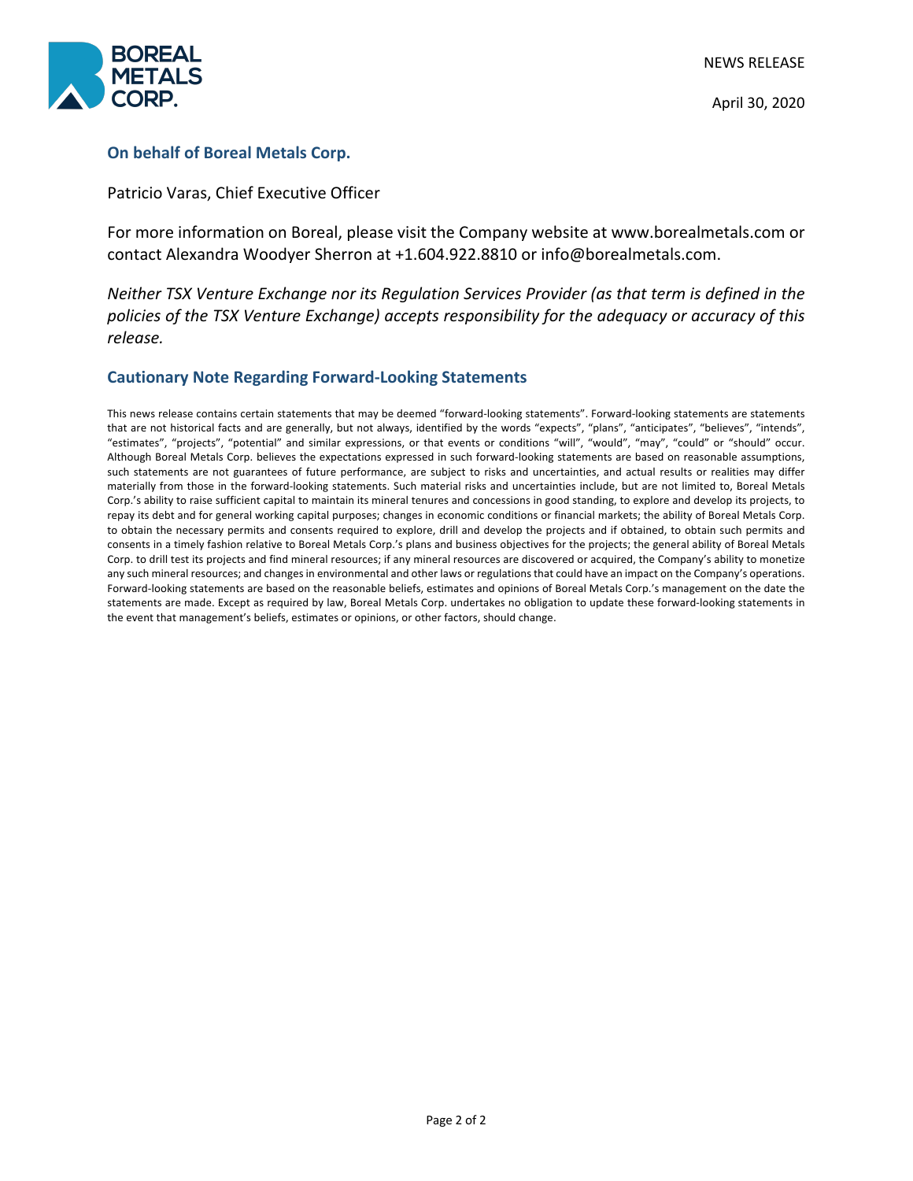### On behalf of Boreal Metals Corp.

Patricio Varas, Chief Executive Officer

For more information on Boreal, please visit the Company website at www.borealmetals.com or contact Alexandra Woodyer Sherron at +1.604.922.8810 or info@borealmetals.com.

*Neither TSX Venture Exchange nor its Regulation Services Provider (as that term is defined in the policies of the TSX Venture Exchange) accepts responsibility for the adequacy or accuracy of this release.*

### Cautionary Note Regarding Forward-Looking Statements

This news release contains certain statements that may be deemed "forward-looking statements". Forward-looking statements are statements that are not historical facts and are generally, but not always, identified by the words "expects", "plans", "anticipates", "believes", "intends", "estimates", "projects", "potential" and similar expressions, or that events or conditions "will", "would", "may", "could" or "should" occur. Although Boreal Metals Corp. believes the expectations expressed in such forward-looking statements are based on reasonable assumptions, such statements are not guarantees of future performance, are subject to risks and uncertainties, and actual results or realities may differ materially from those in the forward-looking statements. Such material risks and uncertainties include, but are not limited to, Boreal Metals Corp.'s ability to raise sufficient capital to maintain its mineral tenures and concessions in good standing, to explore and develop its projects, to repay its debt and for general working capital purposes; changes in economic conditions or financial markets; the ability of Boreal Metals Corp. to obtain the necessary permits and consents required to explore, drill and develop the projects and if obtained, to obtain such permits and consents in a timely fashion relative to Boreal Metals Corp.'s plans and business objectives for the projects; the general ability of Boreal Metals Corp. to drill test its projects and find mineral resources; if any mineral resources are discovered or acquired, the Company's ability to monetize any such mineral resources; and changes in environmental and other laws or regulations that could have an impact on the Company's operations. Forward-looking statements are based on the reasonable beliefs, estimates and opinions of Boreal Metals Corp.'s management on the date the statements are made. Except as required by law, Boreal Metals Corp. undertakes no obligation to update these forward-looking statements in the event that management's beliefs, estimates or opinions, or other factors, should change.